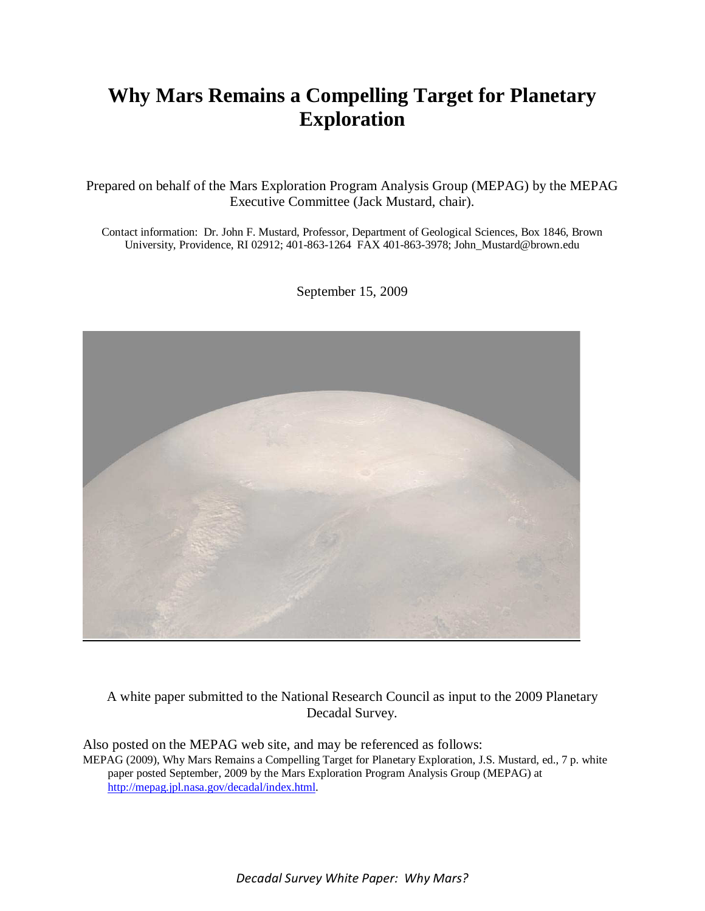# Why Mars Remains a Compelling Target for Planetary Exploration

Prepared on behalf of the Mars Exploration Program Analysis Group (MEPAG) by the MEPAG Executive Committee (Jack Mustard, chair).

Contact information: Dr. John F. Mustard, Professor, Department of Geological Sciences, Box 1846, Brown University, Providence, RI 02912; 401-863-1264 FAX 401-863-3978; John_Mustard@brown.edu

September 15, 2009

A white paper submitted to the National Research Council as input to the 2009 Planetary Decadal Survey.

Also posted on the MEPAG web site, and may be referenced as follows:

MEPAG (2009), Why Mars Remains a Compelling Target for Planetary Exploration, J.S. Mustard, ed., 7 p. white paper posted September, 2009 by the Mars Exploration Program Analysis Group (MEPAG) at http://mepag.jpl.nasa.gov/decadal/index.html.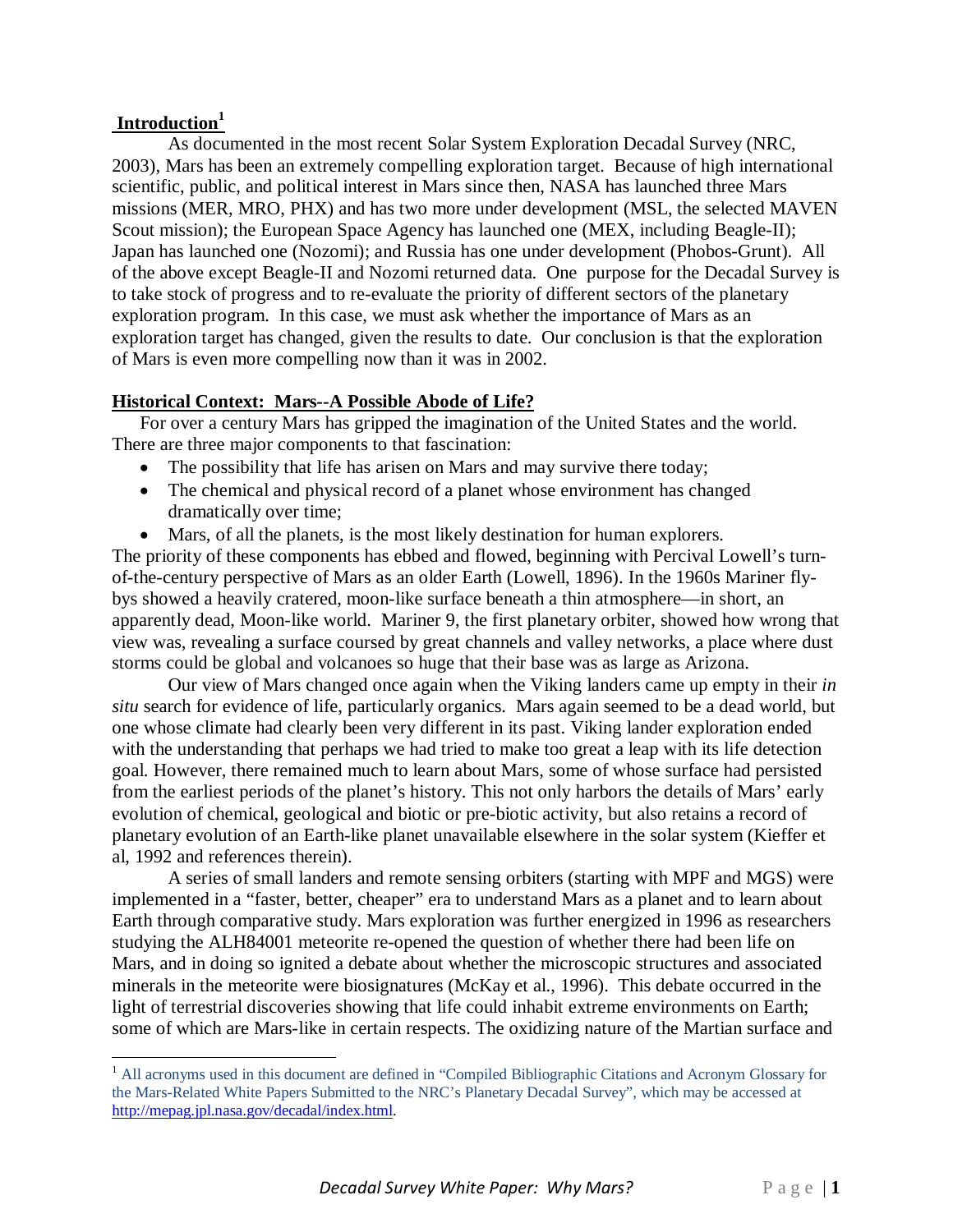## Introduction[1]

As documented in the most recent Solar System Exploration Decadal Survey (NRC, 2003), Mars has been an extremely compelling exploration target. Because of high international scientific, public, and political interest in Mars since then, NASA has launched three Mars missions (MER, MRO, PHX) and has two more under development (MSL, the selected MAVEN Scout mission); the European Space Agency has launched one (MEX, including Beagle-II); Japan has launched one (Nozomi); and Russia has one under development (Phobos-Grunt). All of the above except Beagle-II and Nozomi returned data. One purpose for the Decadal Survey is to take stock of progress and to re-evaluate the priority of different sectors of the planetary exploration program. In this case, we must ask whether the importance of Mars as an exploration target has changed, given the results to date. Our conclusion is that the exploration of Mars is even more compelling now than it was in 2002.

## Historical Context: Mars--A Possible Abode of Life?

For over a century Mars has gripped the imagination of the United States and the world. There are three major components to that fascination:

- The possibility that life has arisen on Mars and may survive there today;
- The chemical and physical record of a planet whose environment has changed dramatically over time;
- Mars, of all the planets, is the most likely destination for human explorers.

The priority of these components has ebbed and flowed, beginning with Percival Lowell's turn-of-the-century perspective of Mars as an older Earth (Lowell, 1896). In the 1960s Mariner fly-bys showed a heavily cratered, moon-like surface beneath a thin atmosphere—in short, an apparently dead, Moon-like world. Mariner 9, the first planetary orbiter, showed how wrong that view was, revealing a surface coursed by great channels and valley networks, a place where dust storms could be global and volcanoes so huge that their base was as large as Arizona.

Our view of Mars changed once again when the Viking landers came up empty in their *in situ* search for evidence of life, particularly organics. Mars again seemed to be a dead world, but one whose climate had clearly been very different in its past. Viking lander exploration ended with the understanding that perhaps we had tried to make too great a leap with its life detection goal. However, there remained much to learn about Mars, some of whose surface had persisted from the earliest periods of the planet's history. This not only harbors the details of Mars' early evolution of chemical, geological and biotic or pre-biotic activity, but also retains a record of planetary evolution of an Earth-like planet unavailable elsewhere in the solar system (Kieffer et al, 1992 and references therein).

A series of small landers and remote sensing orbiters (starting with MPF and MGS) were implemented in a "faster, better, cheaper" era to understand Mars as a planet and to learn about Earth through comparative study. Mars exploration was further energized in 1996 as researchers studying the ALH84001 meteorite re-opened the question of whether there had been life on Mars, and in doing so ignited a debate about whether the microscopic structures and associated minerals in the meteorite were biosignatures (McKay et al., 1996). This debate occurred in the light of terrestrial discoveries showing that life could inhabit extreme environments on Earth; some of which are Mars-like in certain respects. The oxidizing nature of the Martian surface and

[1] All acronyms used in this document are defined in "Compiled Bibliographic Citations and Acronym Glossary for the Mars-Related White Papers Submitted to the NRC's Planetary Decadal Survey", which may be accessed at http://mepag.jpl.nasa.gov/decadal/index.html.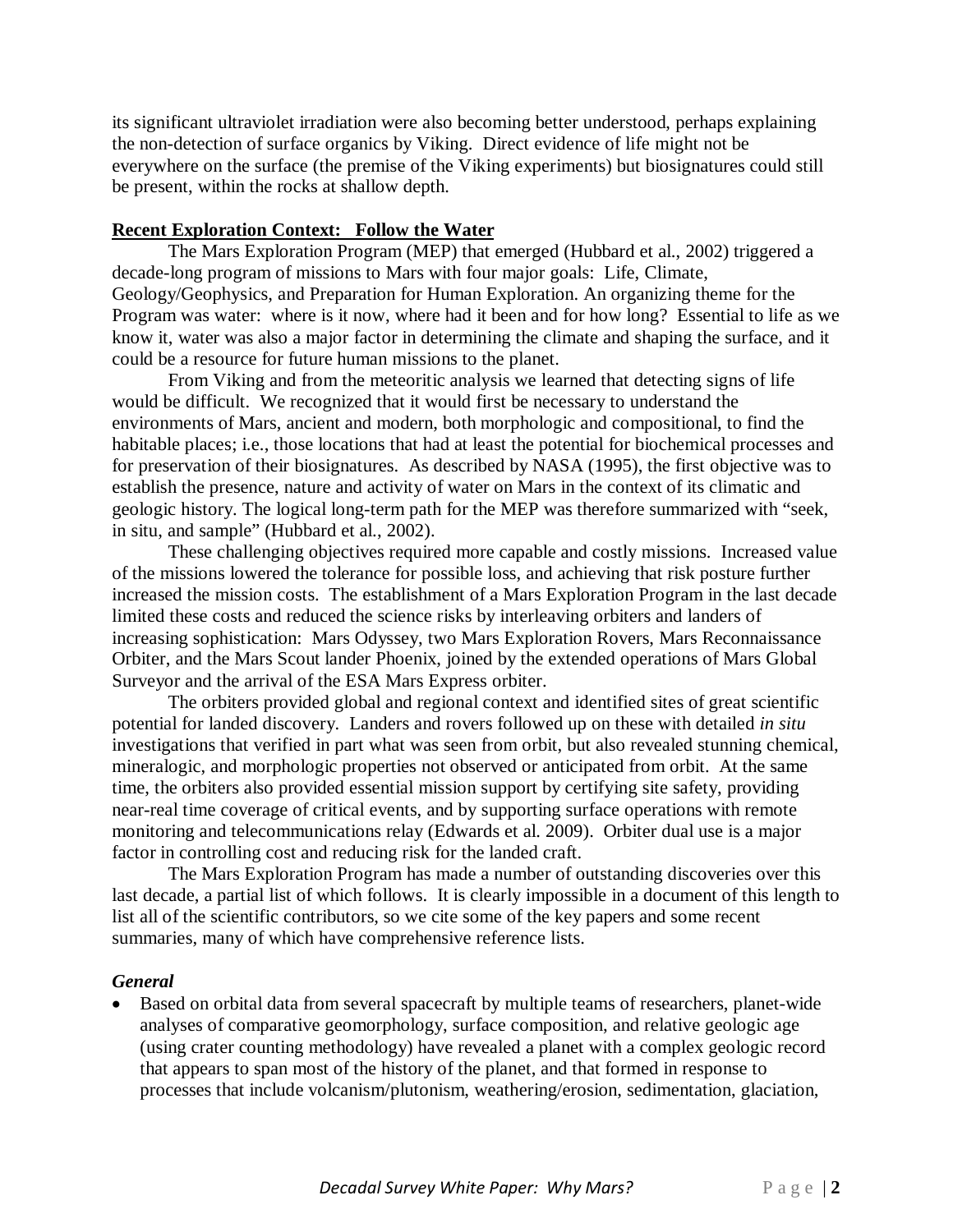its significant ultraviolet irradiation were also becoming better understood, perhaps explaining the non-detection of surface organics by Viking. Direct evidence of life might not be everywhere on the surface (the premise of the Viking experiments) but biosignatures could still be present, within the rocks at shallow depth.

## Recent Exploration Context: Follow the Water

The Mars Exploration Program (MEP) that emerged (Hubbard et al., 2002) triggered a decade-long program of missions to Mars with four major goals: Life, Climate, Geology/Geophysics, and Preparation for Human Exploration. An organizing theme for the Program was water: where is it now, where had it been and for how long? Essential to life as we know it, water was also a major factor in determining the climate and shaping the surface, and it could be a resource for future human missions to the planet.

From Viking and from the meteoritic analysis we learned that detecting signs of life would be difficult. We recognized that it would first be necessary to understand the environments of Mars, ancient and modern, both morphologic and compositional, to find the habitable places; i.e., those locations that had at least the potential for biochemical processes and for preservation of their biosignatures. As described by NASA (1995), the first objective was to establish the presence, nature and activity of water on Mars in the context of its climatic and geologic history. The logical long-term path for the MEP was therefore summarized with "seek, in situ, and sample" (Hubbard et al., 2002).

These challenging objectives required more capable and costly missions. Increased value of the missions lowered the tolerance for possible loss, and achieving that risk posture further increased the mission costs. The establishment of a Mars Exploration Program in the last decade limited these costs and reduced the science risks by interleaving orbiters and landers of increasing sophistication: Mars Odyssey, two Mars Exploration Rovers, Mars Reconnaissance Orbiter, and the Mars Scout lander Phoenix, joined by the extended operations of Mars Global Surveyor and the arrival of the ESA Mars Express orbiter.

The orbiters provided global and regional context and identified sites of great scientific potential for landed discovery. Landers and rovers followed up on these with detailed *in situ* investigations that verified in part what was seen from orbit, but also revealed stunning chemical, mineralogic, and morphologic properties not observed or anticipated from orbit. At the same time, the orbiters also provided essential mission support by certifying site safety, providing near-real time coverage of critical events, and by supporting surface operations with remote monitoring and telecommunications relay (Edwards et al. 2009). Orbiter dual use is a major factor in controlling cost and reducing risk for the landed craft.

The Mars Exploration Program has made a number of outstanding discoveries over this last decade, a partial list of which follows. It is clearly impossible in a document of this length to list all of the scientific contributors, so we cite some of the key papers and some recent summaries, many of which have comprehensive reference lists.

### *General*

- Based on orbital data from several spacecraft by multiple teams of researchers, planet-wide analyses of comparative geomorphology, surface composition, and relative geologic age (using crater counting methodology) have revealed a planet with a complex geologic record that appears to span most of the history of the planet, and that formed in response to processes that include volcanism/plutonism, weathering/erosion, sedimentation, glaciation,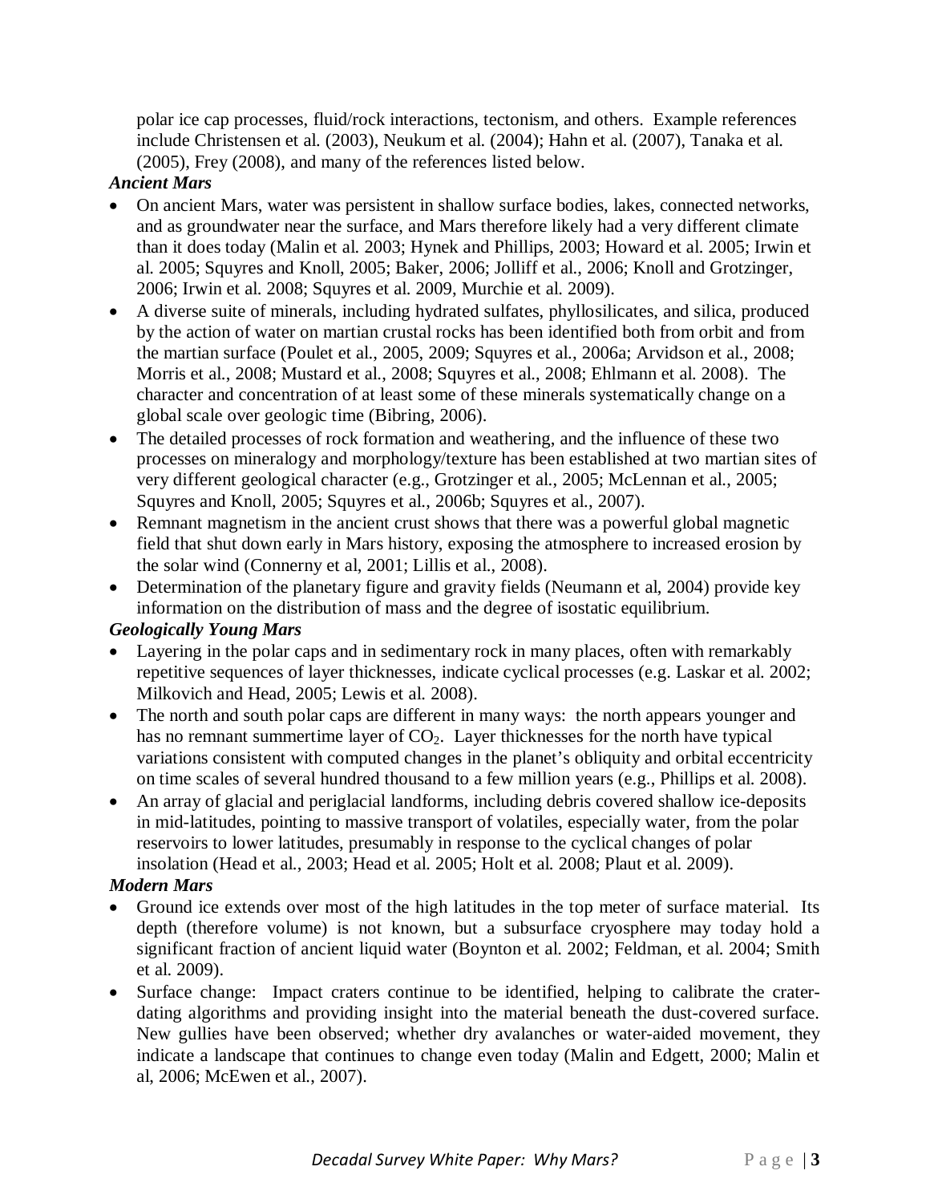polar ice cap processes, fluid/rock interactions, tectonism, and others. Example references include Christensen et al. (2003), Neukum et al. (2004); Hahn et al. (2007), Tanaka et al. (2005), Frey (2008), and many of the references listed below.

***Ancient Mars***

- On ancient Mars, water was persistent in shallow surface bodies, lakes, connected networks, and as groundwater near the surface, and Mars therefore likely had a very different climate than it does today (Malin et al. 2003; Hynek and Phillips, 2003; Howard et al. 2005; Irwin et al. 2005; Squyres and Knoll, 2005; Baker, 2006; Jolliff et al., 2006; Knoll and Grotzinger, 2006; Irwin et al. 2008; Squyres et al. 2009, Murchie et al. 2009).
- A diverse suite of minerals, including hydrated sulfates, phyllosilicates, and silica, produced by the action of water on martian crustal rocks has been identified both from orbit and from the martian surface (Poulet et al., 2005, 2009; Squyres et al., 2006a; Arvidson et al., 2008; Morris et al., 2008; Mustard et al., 2008; Squyres et al., 2008; Ehlmann et al. 2008). The character and concentration of at least some of these minerals systematically change on a global scale over geologic time (Bibring, 2006).
- The detailed processes of rock formation and weathering, and the influence of these two processes on mineralogy and morphology/texture has been established at two martian sites of very different geological character (e.g., Grotzinger et al., 2005; McLennan et al., 2005; Squyres and Knoll, 2005; Squyres et al., 2006b; Squyres et al., 2007).
- Remnant magnetism in the ancient crust shows that there was a powerful global magnetic field that shut down early in Mars history, exposing the atmosphere to increased erosion by the solar wind (Connerny et al, 2001; Lillis et al., 2008).
- Determination of the planetary figure and gravity fields (Neumann et al, 2004) provide key information on the distribution of mass and the degree of isostatic equilibrium.

***Geologically Young Mars***

- Layering in the polar caps and in sedimentary rock in many places, often with remarkably repetitive sequences of layer thicknesses, indicate cyclical processes (e.g. Laskar et al. 2002; Milkovich and Head, 2005; Lewis et al. 2008).
- The north and south polar caps are different in many ways: the north appears younger and has no remnant summertime layer of $CO_2$. Layer thicknesses for the north have typical variations consistent with computed changes in the planet's obliquity and orbital eccentricity on time scales of several hundred thousand to a few million years (e.g., Phillips et al. 2008).
- An array of glacial and periglacial landforms, including debris covered shallow ice-deposits in mid-latitudes, pointing to massive transport of volatiles, especially water, from the polar reservoirs to lower latitudes, presumably in response to the cyclical changes of polar insolation (Head et al., 2003; Head et al. 2005; Holt et al. 2008; Plaut et al. 2009).

***Modern Mars***

- Ground ice extends over most of the high latitudes in the top meter of surface material. Its depth (therefore volume) is not known, but a subsurface cryosphere may today hold a significant fraction of ancient liquid water (Boynton et al. 2002; Feldman, et al. 2004; Smith et al. 2009).
- Surface change: Impact craters continue to be identified, helping to calibrate the crater-dating algorithms and providing insight into the material beneath the dust-covered surface. New gullies have been observed; whether dry avalanches or water-aided movement, they indicate a landscape that continues to change even today (Malin and Edgett, 2000; Malin et al, 2006; McEwen et al., 2007).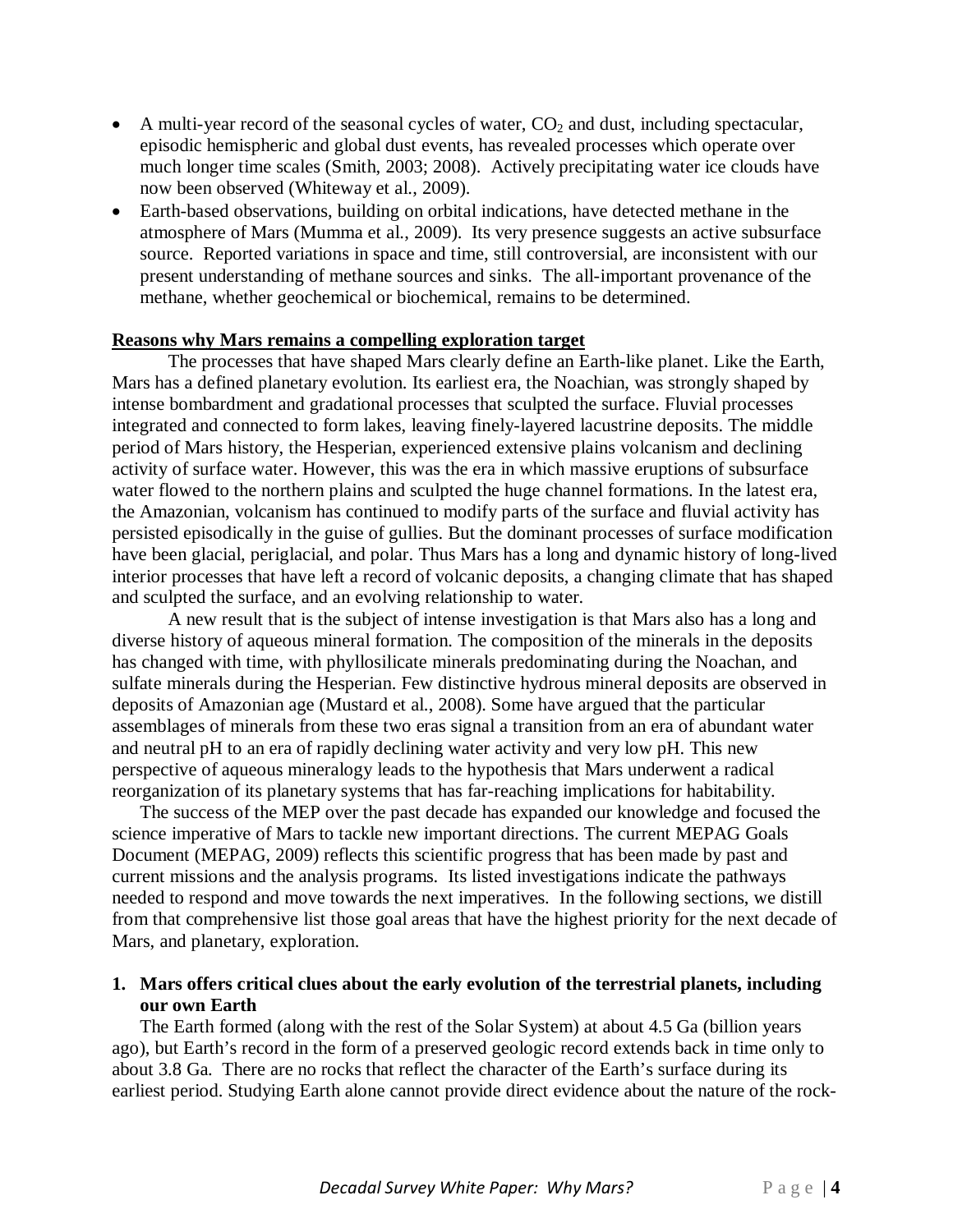- A multi-year record of the seasonal cycles of water, $CO_2$ and dust, including spectacular, episodic hemispheric and global dust events, has revealed processes which operate over much longer time scales (Smith, 2003; 2008). Actively precipitating water ice clouds have now been observed (Whiteway et al., 2009).
- Earth-based observations, building on orbital indications, have detected methane in the atmosphere of Mars (Mumma et al., 2009). Its very presence suggests an active subsurface source. Reported variations in space and time, still controversial, are inconsistent with our present understanding of methane sources and sinks. The all-important provenance of the methane, whether geochemical or biochemical, remains to be determined.

**Reasons why Mars remains a compelling exploration target**

The processes that have shaped Mars clearly define an Earth-like planet. Like the Earth, Mars has a defined planetary evolution. Its earliest era, the Noachian, was strongly shaped by intense bombardment and gradational processes that sculpted the surface. Fluvial processes integrated and connected to form lakes, leaving finely-layered lacustrine deposits. The middle period of Mars history, the Hesperian, experienced extensive plains volcanism and declining activity of surface water. However, this was the era in which massive eruptions of subsurface water flowed to the northern plains and sculpted the huge channel formations. In the latest era, the Amazonian, volcanism has continued to modify parts of the surface and fluvial activity has persisted episodically in the guise of gullies. But the dominant processes of surface modification have been glacial, periglacial, and polar. Thus Mars has a long and dynamic history of long-lived interior processes that have left a record of volcanic deposits, a changing climate that has shaped and sculpted the surface, and an evolving relationship to water.

A new result that is the subject of intense investigation is that Mars also has a long and diverse history of aqueous mineral formation. The composition of the minerals in the deposits has changed with time, with phyllosilicate minerals predominating during the Noachan, and sulfate minerals during the Hesperian. Few distinctive hydrous mineral deposits are observed in deposits of Amazonian age (Mustard et al., 2008). Some have argued that the particular assemblages of minerals from these two eras signal a transition from an era of abundant water and neutral pH to an era of rapidly declining water activity and very low pH. This new perspective of aqueous mineralogy leads to the hypothesis that Mars underwent a radical reorganization of its planetary systems that has far-reaching implications for habitability.

The success of the MEP over the past decade has expanded our knowledge and focused the science imperative of Mars to tackle new important directions. The current MEPAG Goals Document (MEPAG, 2009) reflects this scientific progress that has been made by past and current missions and the analysis programs. Its listed investigations indicate the pathways needed to respond and move towards the next imperatives. In the following sections, we distill from that comprehensive list those goal areas that have the highest priority for the next decade of Mars, and planetary, exploration.

**1. Mars offers critical clues about the early evolution of the terrestrial planets, including our own Earth**

The Earth formed (along with the rest of the Solar System) at about 4.5 Ga (billion years ago), but Earth's record in the form of a preserved geologic record extends back in time only to about 3.8 Ga. There are no rocks that reflect the character of the Earth's surface during its earliest period. Studying Earth alone cannot provide direct evidence about the nature of the rock-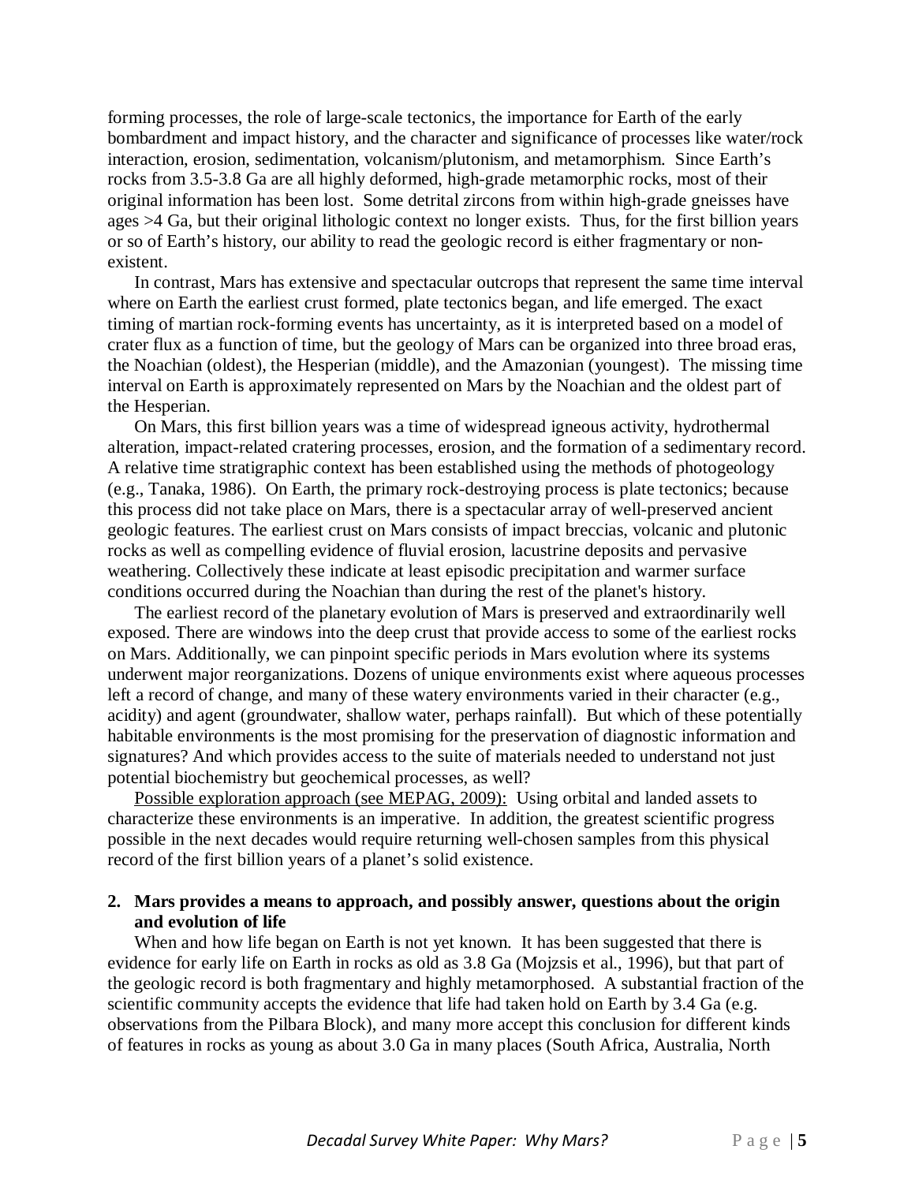forming processes, the role of large-scale tectonics, the importance for Earth of the early bombardment and impact history, and the character and significance of processes like water/rock interaction, erosion, sedimentation, volcanism/plutonism, and metamorphism. Since Earth's rocks from 3.5-3.8 Ga are all highly deformed, high-grade metamorphic rocks, most of their original information has been lost. Some detrital zircons from within high-grade gneisses have ages >4 Ga, but their original lithologic context no longer exists. Thus, for the first billion years or so of Earth's history, our ability to read the geologic record is either fragmentary or non-existent.

In contrast, Mars has extensive and spectacular outcrops that represent the same time interval where on Earth the earliest crust formed, plate tectonics began, and life emerged. The exact timing of martian rock-forming events has uncertainty, as it is interpreted based on a model of crater flux as a function of time, but the geology of Mars can be organized into three broad eras, the Noachian (oldest), the Hesperian (middle), and the Amazonian (youngest). The missing time interval on Earth is approximately represented on Mars by the Noachian and the oldest part of the Hesperian.

On Mars, this first billion years was a time of widespread igneous activity, hydrothermal alteration, impact-related cratering processes, erosion, and the formation of a sedimentary record. A relative time stratigraphic context has been established using the methods of photogeology (e.g., Tanaka, 1986). On Earth, the primary rock-destroying process is plate tectonics; because this process did not take place on Mars, there is a spectacular array of well-preserved ancient geologic features. The earliest crust on Mars consists of impact breccias, volcanic and plutonic rocks as well as compelling evidence of fluvial erosion, lacustrine deposits and pervasive weathering. Collectively these indicate at least episodic precipitation and warmer surface conditions occurred during the Noachian than during the rest of the planet's history.

The earliest record of the planetary evolution of Mars is preserved and extraordinarily well exposed. There are windows into the deep crust that provide access to some of the earliest rocks on Mars. Additionally, we can pinpoint specific periods in Mars evolution where its systems underwent major reorganizations. Dozens of unique environments exist where aqueous processes left a record of change, and many of these watery environments varied in their character (e.g., acidity) and agent (groundwater, shallow water, perhaps rainfall). But which of these potentially habitable environments is the most promising for the preservation of diagnostic information and signatures? And which provides access to the suite of materials needed to understand not just potential biochemistry but geochemical processes, as well?

<u>Possible exploration approach (see MEPAG, 2009):</u> Using orbital and landed assets to characterize these environments is an imperative. In addition, the greatest scientific progress possible in the next decades would require returning well-chosen samples from this physical record of the first billion years of a planet's solid existence.

## 2. Mars provides a means to approach, and possibly answer, questions about the origin and evolution of life

When and how life began on Earth is not yet known. It has been suggested that there is evidence for early life on Earth in rocks as old as 3.8 Ga (Mojzsis et al., 1996), but that part of the geologic record is both fragmentary and highly metamorphosed. A substantial fraction of the scientific community accepts the evidence that life had taken hold on Earth by 3.4 Ga (e.g. observations from the Pilbara Block), and many more accept this conclusion for different kinds of features in rocks as young as about 3.0 Ga in many places (South Africa, Australia, North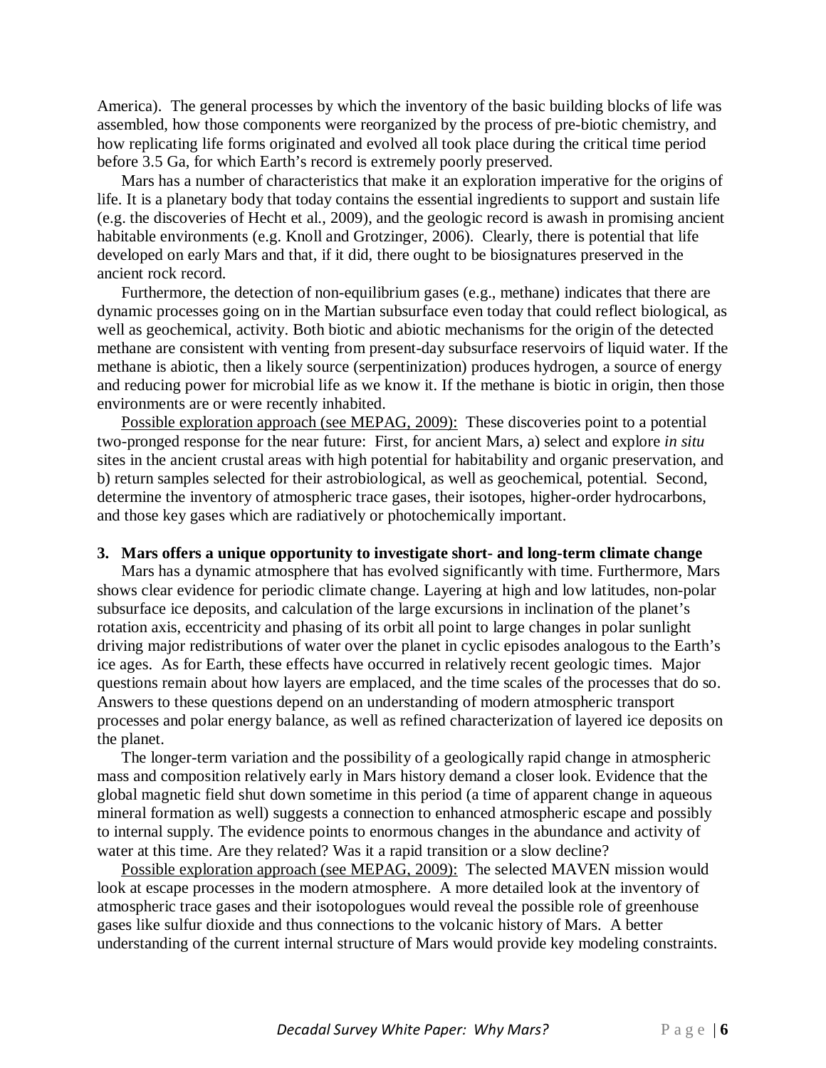America). The general processes by which the inventory of the basic building blocks of life was assembled, how those components were reorganized by the process of pre-biotic chemistry, and how replicating life forms originated and evolved all took place during the critical time period before 3.5 Ga, for which Earth's record is extremely poorly preserved.

Mars has a number of characteristics that make it an exploration imperative for the origins of life. It is a planetary body that today contains the essential ingredients to support and sustain life (e.g. the discoveries of Hecht et al., 2009), and the geologic record is awash in promising ancient habitable environments (e.g. Knoll and Grotzinger, 2006). Clearly, there is potential that life developed on early Mars and that, if it did, there ought to be biosignatures preserved in the ancient rock record.

Furthermore, the detection of non-equilibrium gases (e.g., methane) indicates that there are dynamic processes going on in the Martian subsurface even today that could reflect biological, as well as geochemical, activity. Both biotic and abiotic mechanisms for the origin of the detected methane are consistent with venting from present-day subsurface reservoirs of liquid water. If the methane is abiotic, then a likely source (serpentinization) produces hydrogen, a source of energy and reducing power for microbial life as we know it. If the methane is biotic in origin, then those environments are or were recently inhabited.

Possible exploration approach (see MEPAG, 2009): These discoveries point to a potential two-pronged response for the near future: First, for ancient Mars, a) select and explore *in situ* sites in the ancient crustal areas with high potential for habitability and organic preservation, and b) return samples selected for their astrobiological, as well as geochemical, potential. Second, determine the inventory of atmospheric trace gases, their isotopes, higher-order hydrocarbons, and those key gases which are radiatively or photochemically important.

**3. Mars offers a unique opportunity to investigate short- and long-term climate change**

Mars has a dynamic atmosphere that has evolved significantly with time. Furthermore, Mars shows clear evidence for periodic climate change. Layering at high and low latitudes, non-polar subsurface ice deposits, and calculation of the large excursions in inclination of the planet's rotation axis, eccentricity and phasing of its orbit all point to large changes in polar sunlight driving major redistributions of water over the planet in cyclic episodes analogous to the Earth's ice ages. As for Earth, these effects have occurred in relatively recent geologic times. Major questions remain about how layers are emplaced, and the time scales of the processes that do so. Answers to these questions depend on an understanding of modern atmospheric transport processes and polar energy balance, as well as refined characterization of layered ice deposits on the planet.

The longer-term variation and the possibility of a geologically rapid change in atmospheric mass and composition relatively early in Mars history demand a closer look. Evidence that the global magnetic field shut down sometime in this period (a time of apparent change in aqueous mineral formation as well) suggests a connection to enhanced atmospheric escape and possibly to internal supply. The evidence points to enormous changes in the abundance and activity of water at this time. Are they related? Was it a rapid transition or a slow decline?

Possible exploration approach (see MEPAG, 2009): The selected MAVEN mission would look at escape processes in the modern atmosphere. A more detailed look at the inventory of atmospheric trace gases and their isotopologues would reveal the possible role of greenhouse gases like sulfur dioxide and thus connections to the volcanic history of Mars. A better understanding of the current internal structure of Mars would provide key modeling constraints.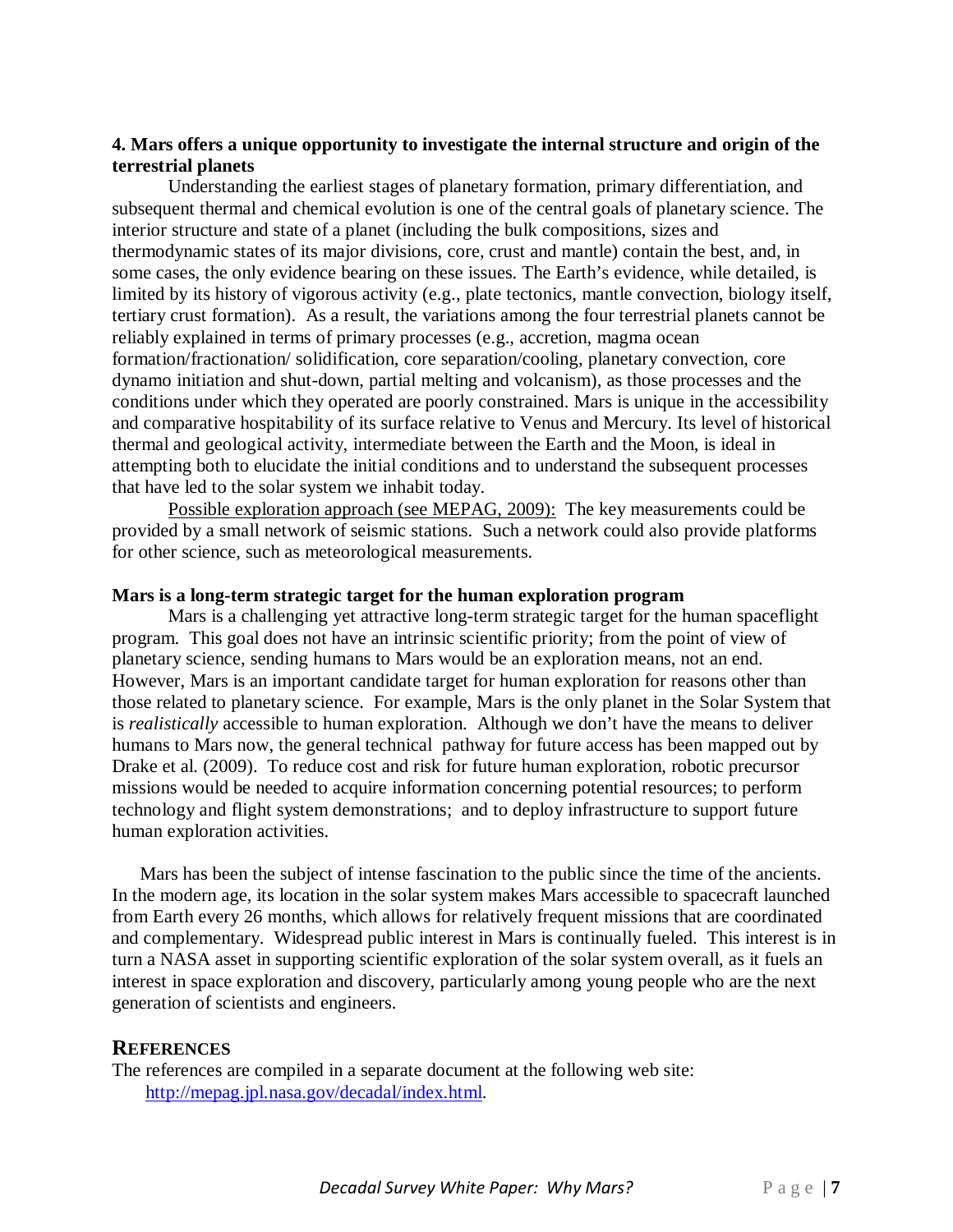**4. Mars offers a unique opportunity to investigate the internal structure and origin of the terrestrial planets**

Understanding the earliest stages of planetary formation, primary differentiation, and subsequent thermal and chemical evolution is one of the central goals of planetary science. The interior structure and state of a planet (including the bulk compositions, sizes and thermodynamic states of its major divisions, core, crust and mantle) contain the best, and, in some cases, the only evidence bearing on these issues. The Earth's evidence, while detailed, is limited by its history of vigorous activity (e.g., plate tectonics, mantle convection, biology itself, tertiary crust formation). As a result, the variations among the four terrestrial planets cannot be reliably explained in terms of primary processes (e.g., accretion, magma ocean formation/fractionation/ solidification, core separation/cooling, planetary convection, core dynamo initiation and shut-down, partial melting and volcanism), as those processes and the conditions under which they operated are poorly constrained. Mars is unique in the accessibility and comparative hospitability of its surface relative to Venus and Mercury. Its level of historical thermal and geological activity, intermediate between the Earth and the Moon, is ideal in attempting both to elucidate the initial conditions and to understand the subsequent processes that have led to the solar system we inhabit today.

Possible exploration approach (see MEPAG, 2009): The key measurements could be provided by a small network of seismic stations. Such a network could also provide platforms for other science, such as meteorological measurements.

**Mars is a long-term strategic target for the human exploration program**

Mars is a challenging yet attractive long-term strategic target for the human spaceflight program. This goal does not have an intrinsic scientific priority; from the point of view of planetary science, sending humans to Mars would be an exploration means, not an end. However, Mars is an important candidate target for human exploration for reasons other than those related to planetary science. For example, Mars is the only planet in the Solar System that is *realistically* accessible to human exploration. Although we don't have the means to deliver humans to Mars now, the general technical pathway for future access has been mapped out by Drake et al. (2009). To reduce cost and risk for future human exploration, robotic precursor missions would be needed to acquire information concerning potential resources; to perform technology and flight system demonstrations; and to deploy infrastructure to support future human exploration activities.

Mars has been the subject of intense fascination to the public since the time of the ancients. In the modern age, its location in the solar system makes Mars accessible to spacecraft launched from Earth every 26 months, which allows for relatively frequent missions that are coordinated and complementary. Widespread public interest in Mars is continually fueled. This interest is in turn a NASA asset in supporting scientific exploration of the solar system overall, as it fuels an interest in space exploration and discovery, particularly among young people who are the next generation of scientists and engineers.

## REFERENCES

The references are compiled in a separate document at the following web site: http://mepag.jpl.nasa.gov/decadal/index.html.